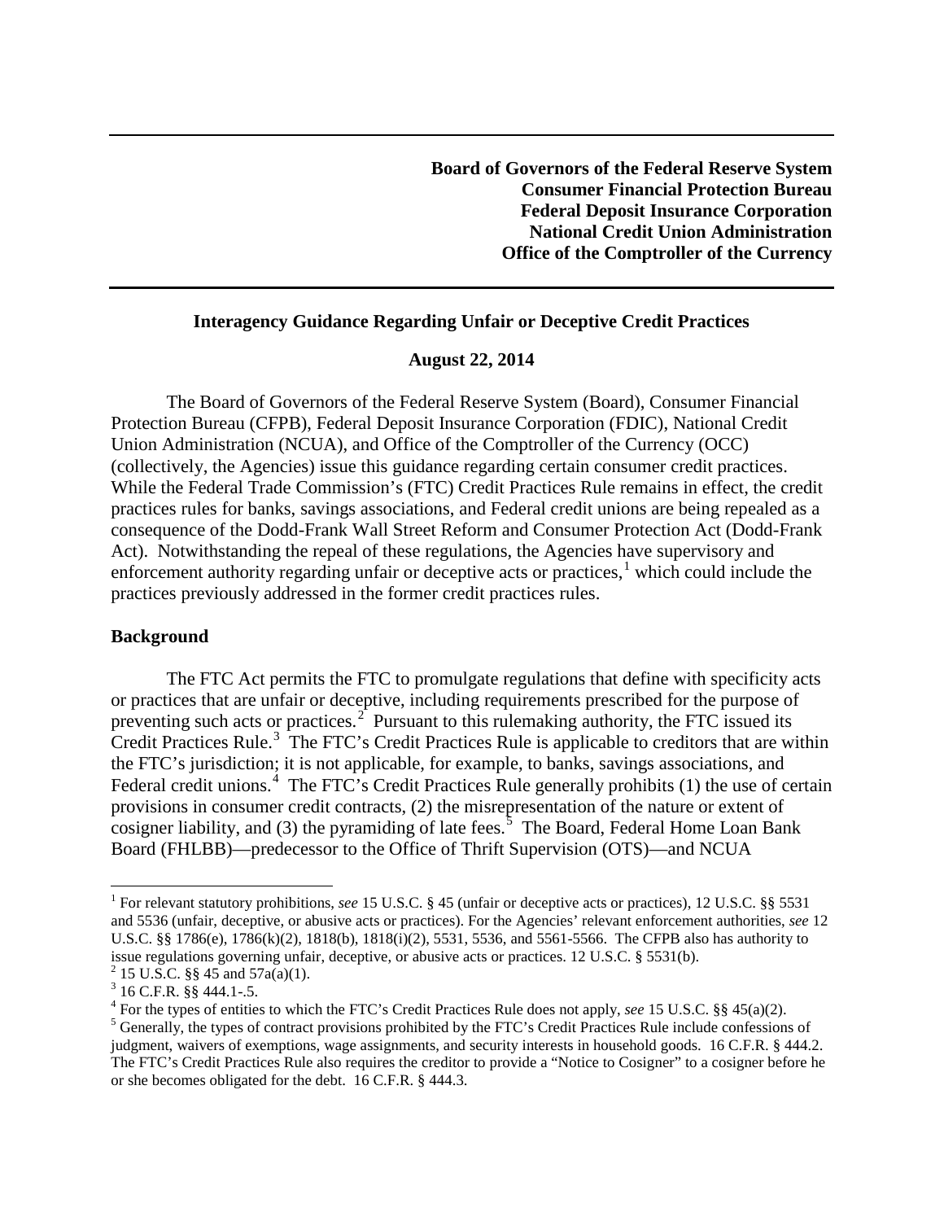**Board of Governors of the Federal Reserve System**
**Consumer Financial Protection Bureau**
**Federal Deposit Insurance Corporation**
**National Credit Union Administration**
**Office of the Comptroller of the Currency**

---

## Interagency Guidance Regarding Unfair or Deceptive Credit Practices

**August 22, 2014**

The Board of Governors of the Federal Reserve System (Board), Consumer Financial Protection Bureau (CFPB), Federal Deposit Insurance Corporation (FDIC), National Credit Union Administration (NCUA), and Office of the Comptroller of the Currency (OCC) (collectively, the Agencies) issue this guidance regarding certain consumer credit practices. While the Federal Trade Commission's (FTC) Credit Practices Rule remains in effect, the credit practices rules for banks, savings associations, and Federal credit unions are being repealed as a consequence of the Dodd-Frank Wall Street Reform and Consumer Protection Act (Dodd-Frank Act). Notwithstanding the repeal of these regulations, the Agencies have supervisory and enforcement authority regarding unfair or deceptive acts or practices,[1] which could include the practices previously addressed in the former credit practices rules.

### Background

The FTC Act permits the FTC to promulgate regulations that define with specificity acts or practices that are unfair or deceptive, including requirements prescribed for the purpose of preventing such acts or practices.[2] Pursuant to this rulemaking authority, the FTC issued its Credit Practices Rule.[3] The FTC's Credit Practices Rule is applicable to creditors that are within the FTC's jurisdiction; it is not applicable, for example, to banks, savings associations, and Federal credit unions.[4] The FTC's Credit Practices Rule generally prohibits (1) the use of certain provisions in consumer credit contracts, (2) the misrepresentation of the nature or extent of cosigner liability, and (3) the pyramiding of late fees.[5] The Board, Federal Home Loan Bank Board (FHLBB)—predecessor to the Office of Thrift Supervision (OTS)—and NCUA

---

[1] For relevant statutory prohibitions, *see* 15 U.S.C. § 45 (unfair or deceptive acts or practices), 12 U.S.C. §§ 5531 and 5536 (unfair, deceptive, or abusive acts or practices). For the Agencies' relevant enforcement authorities, *see* 12 U.S.C. §§ 1786(e), 1786(k)(2), 1818(b), 1818(i)(2), 5531, 5536, and 5561-5566. The CFPB also has authority to issue regulations governing unfair, deceptive, or abusive acts or practices. 12 U.S.C. § 5531(b).

[2] 15 U.S.C. §§ 45 and 57a(a)(1).

[3] 16 C.F.R. §§ 444.1-.5.

[4] For the types of entities to which the FTC's Credit Practices Rule does not apply, *see* 15 U.S.C. §§ 45(a)(2).

[5] Generally, the types of contract provisions prohibited by the FTC's Credit Practices Rule include confessions of judgment, waivers of exemptions, wage assignments, and security interests in household goods. 16 C.F.R. § 444.2. The FTC's Credit Practices Rule also requires the creditor to provide a "Notice to Cosigner" to a cosigner before he or she becomes obligated for the debt. 16 C.F.R. § 444.3.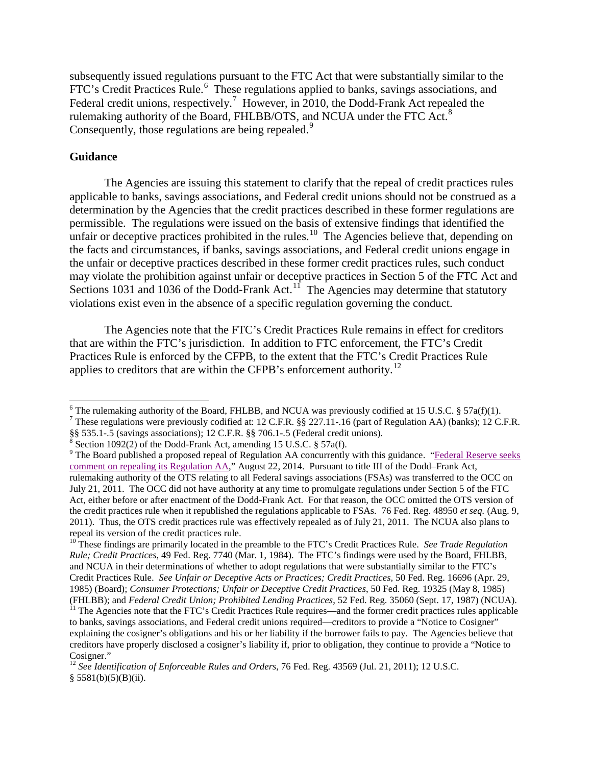subsequently issued regulations pursuant to the FTC Act that were substantially similar to the FTC's Credit Practices Rule.[6] These regulations applied to banks, savings associations, and Federal credit unions, respectively.[7] However, in 2010, the Dodd-Frank Act repealed the rulemaking authority of the Board, FHLBB/OTS, and NCUA under the FTC Act.[8] Consequently, those regulations are being repealed.[9]

## Guidance

The Agencies are issuing this statement to clarify that the repeal of credit practices rules applicable to banks, savings associations, and Federal credit unions should not be construed as a determination by the Agencies that the credit practices described in these former regulations are permissible. The regulations were issued on the basis of extensive findings that identified the unfair or deceptive practices prohibited in the rules.[10] The Agencies believe that, depending on the facts and circumstances, if banks, savings associations, and Federal credit unions engage in the unfair or deceptive practices described in these former credit practices rules, such conduct may violate the prohibition against unfair or deceptive practices in Section 5 of the FTC Act and Sections 1031 and 1036 of the Dodd-Frank Act.[11] The Agencies may determine that statutory violations exist even in the absence of a specific regulation governing the conduct.

The Agencies note that the FTC's Credit Practices Rule remains in effect for creditors that are within the FTC's jurisdiction. In addition to FTC enforcement, the FTC's Credit Practices Rule is enforced by the CFPB, to the extent that the FTC's Credit Practices Rule applies to creditors that are within the CFPB's enforcement authority.[12]

---

[6] The rulemaking authority of the Board, FHLBB, and NCUA was previously codified at 15 U.S.C. § 57a(f)(1).

[7] These regulations were previously codified at: 12 C.F.R. §§ 227.11-.16 (part of Regulation AA) (banks); 12 C.F.R. §§ 535.1-.5 (savings associations); 12 C.F.R. §§ 706.1-.5 (Federal credit unions).

[8] Section 1092(2) of the Dodd-Frank Act, amending 15 U.S.C. § 57a(f).

[9] The Board published a proposed repeal of Regulation AA concurrently with this guidance. "Federal Reserve seeks comment on repealing its Regulation AA," August 22, 2014. Pursuant to title III of the Dodd–Frank Act, rulemaking authority of the OTS relating to all Federal savings associations (FSAs) was transferred to the OCC on July 21, 2011. The OCC did not have authority at any time to promulgate regulations under Section 5 of the FTC Act, either before or after enactment of the Dodd-Frank Act. For that reason, the OCC omitted the OTS version of the credit practices rule when it republished the regulations applicable to FSAs. 76 Fed. Reg. 48950 *et seq.* (Aug. 9, 2011). Thus, the OTS credit practices rule was effectively repealed as of July 21, 2011. The NCUA also plans to repeal its version of the credit practices rule.

[10] These findings are primarily located in the preamble to the FTC's Credit Practices Rule. *See Trade Regulation Rule; Credit Practices*, 49 Fed. Reg. 7740 (Mar. 1, 1984). The FTC's findings were used by the Board, FHLBB, and NCUA in their determinations of whether to adopt regulations that were substantially similar to the FTC's Credit Practices Rule. *See Unfair or Deceptive Acts or Practices; Credit Practices*, 50 Fed. Reg. 16696 (Apr. 29, 1985) (Board); *Consumer Protections; Unfair or Deceptive Credit Practices*, 50 Fed. Reg. 19325 (May 8, 1985) (FHLBB); and *Federal Credit Union; Prohibited Lending Practices*, 52 Fed. Reg. 35060 (Sept. 17, 1987) (NCUA).

[11] The Agencies note that the FTC's Credit Practices Rule requires—and the former credit practices rules applicable to banks, savings associations, and Federal credit unions required—creditors to provide a "Notice to Cosigner" explaining the cosigner's obligations and his or her liability if the borrower fails to pay. The Agencies believe that creditors have properly disclosed a cosigner's liability if, prior to obligation, they continue to provide a "Notice to Cosigner."

[12] *See Identification of Enforceable Rules and Orders*, 76 Fed. Reg. 43569 (Jul. 21, 2011); 12 U.S.C. § 5581(b)(5)(B)(ii).